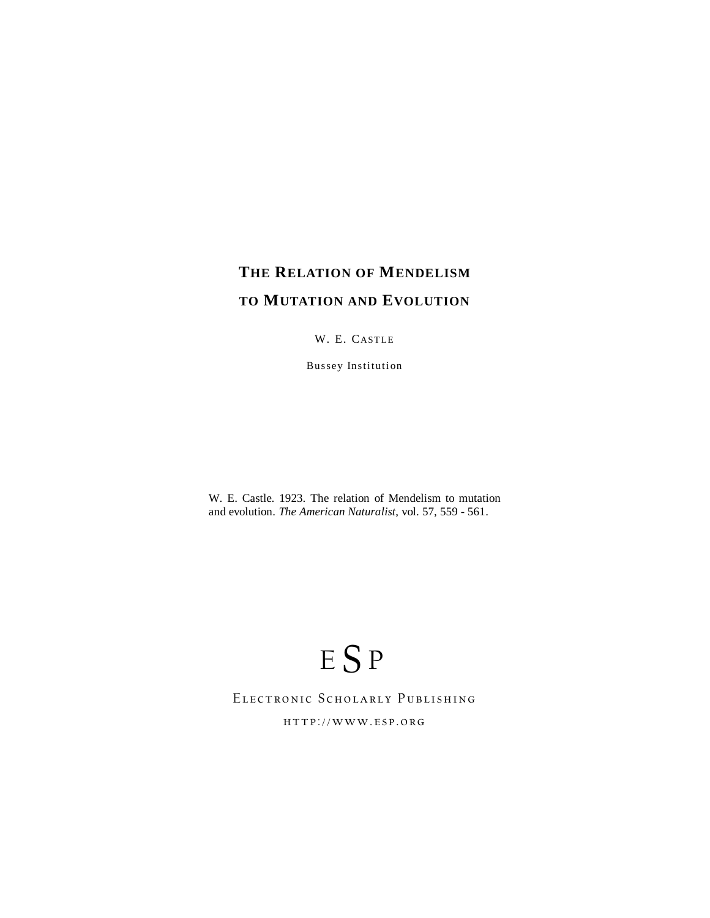# THE RELATION OF MENDELISM TO MUTATION AND EVOLUTION

W. E. CASTLE

Bussey Institution

W. E. Castle. 1923. The relation of Mendelism to mutation and evolution. *The American Naturalist*, vol. 57, 559 - 561.

E S P

ELECTRONIC SCHOLARLY PUBLISHING

HTTP://WWW.ESP.ORG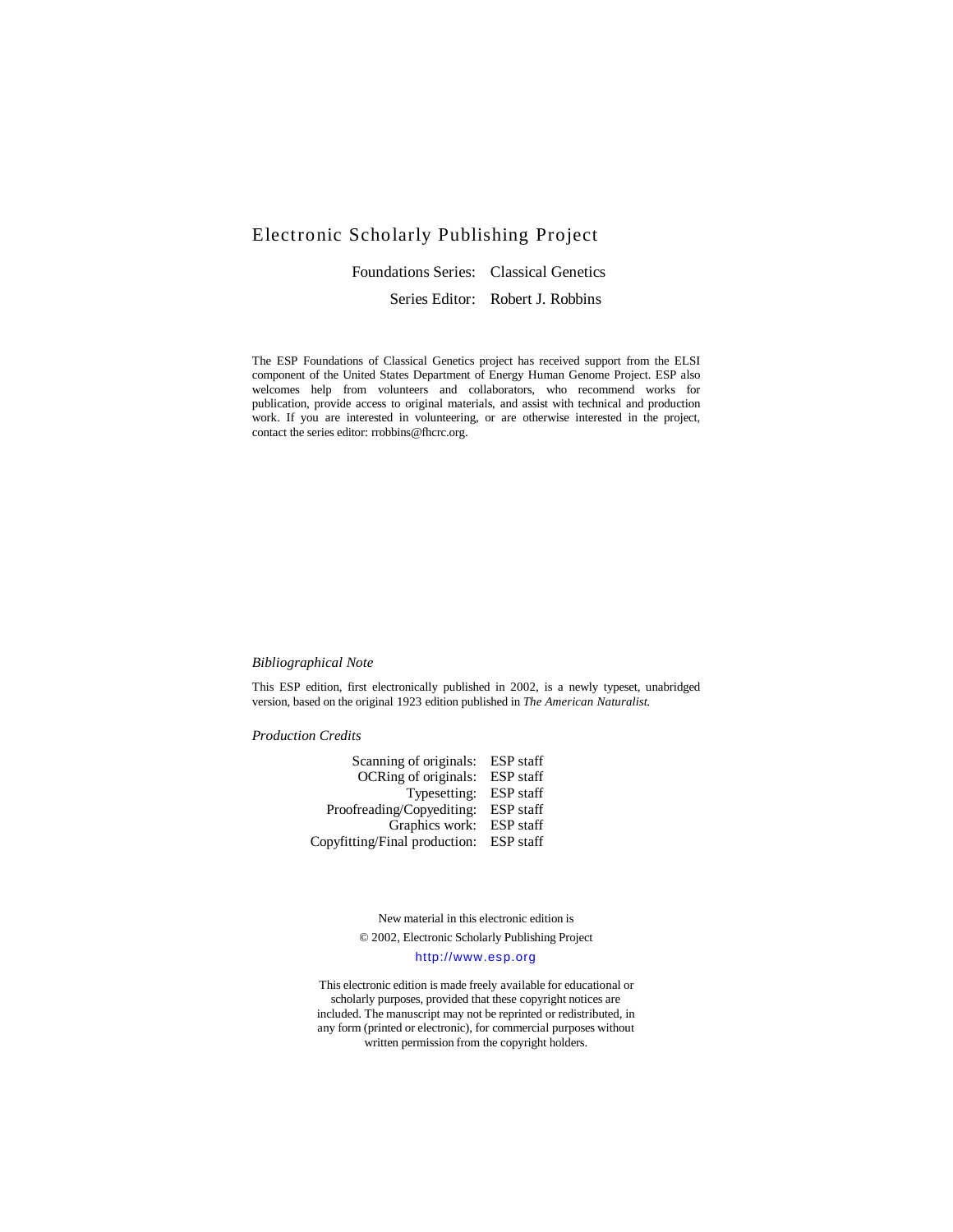# Electronic Scholarly Publishing Project

Foundations Series: Classical Genetics

Series Editor: Robert J. Robbins

The ESP Foundations of Classical Genetics project has received support from the ELSI component of the United States Department of Energy Human Genome Project. ESP also welcomes help from volunteers and collaborators, who recommend works for publication, provide access to original materials, and assist with technical and production work. If you are interested in volunteering, or are otherwise interested in the project, contact the series editor: rrobbins@fhcrc.org.

*Bibliographical Note*

This ESP edition, first electronically published in 2002, is a newly typeset, unabridged version, based on the original 1923 edition published in *The American Naturalist.*

*Production Credits*

| | |
|---|---|
| Scanning of originals: | ESP staff |
| OCRing of originals: | ESP staff |
| Typesetting: | ESP staff |
| Proofreading/Copyediting: | ESP staff |
| Graphics work: | ESP staff |
| Copyfitting/Final production: | ESP staff |

New material in this electronic edition is

© 2002, Electronic Scholarly Publishing Project

http://www.esp.org

This electronic edition is made freely available for educational or scholarly purposes, provided that these copyright notices are included. The manuscript may not be reprinted or redistributed, in any form (printed or electronic), for commercial purposes without written permission from the copyright holders.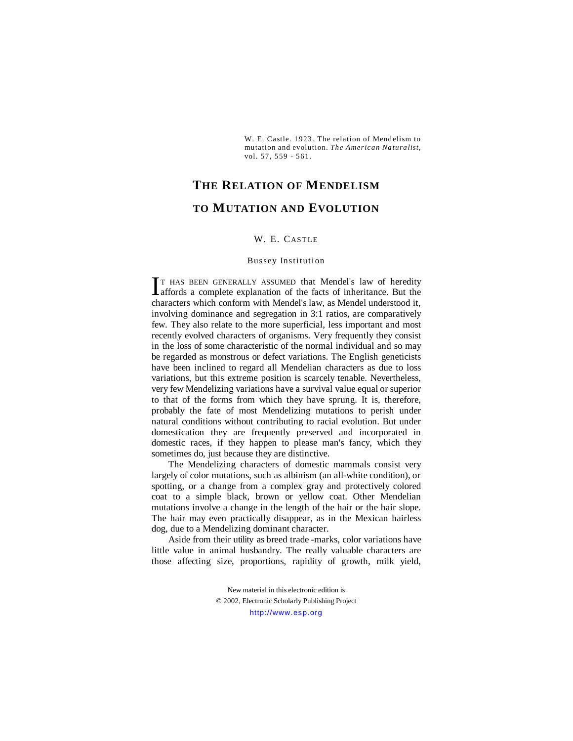W. E. Castle. 1923. The relation of Mendelism to mutation and evolution. *The American Naturalist*, vol. 57, 559 - 561.

# The Relation of Mendelism to Mutation and Evolution

W. E. Castle

Bussey Institution

It has been generally assumed that Mendel's law of heredity affords a complete explanation of the facts of inheritance. But the characters which conform with Mendel's law, as Mendel understood it, involving dominance and segregation in 3:1 ratios, are comparatively few. They also relate to the more superficial, less important and most recently evolved characters of organisms. Very frequently they consist in the loss of some characteristic of the normal individual and so may be regarded as monstrous or defect variations. The English geneticists have been inclined to regard all Mendelian characters as due to loss variations, but this extreme position is scarcely tenable. Nevertheless, very few Mendelizing variations have a survival value equal or superior to that of the forms from which they have sprung. It is, therefore, probably the fate of most Mendelizing mutations to perish under natural conditions without contributing to racial evolution. But under domestication they are frequently preserved and incorporated in domestic races, if they happen to please man's fancy, which they sometimes do, just because they are distinctive.

The Mendelizing characters of domestic mammals consist very largely of color mutations, such as albinism (an all-white condition), or spotting, or a change from a complex gray and protectively colored coat to a simple black, brown or yellow coat. Other Mendelian mutations involve a change in the length of the hair or the hair slope. The hair may even practically disappear, as in the Mexican hairless dog, due to a Mendelizing dominant character.

Aside from their utility as breed trade-marks, color variations have little value in animal husbandry. The really valuable characters are those affecting size, proportions, rapidity of growth, milk yield,

New material in this electronic edition is
© 2002, Electronic Scholarly Publishing Project
http://www.esp.org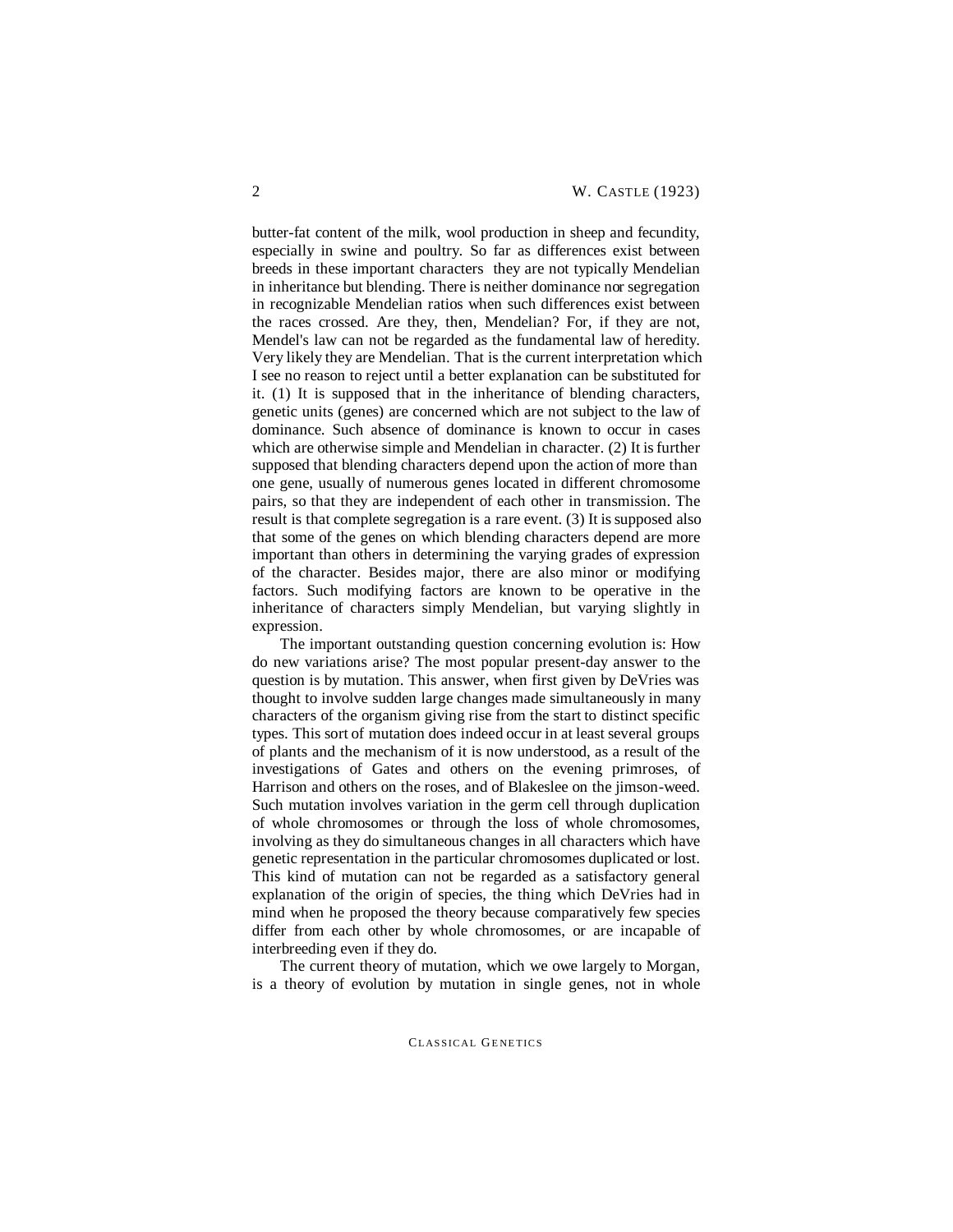butter-fat content of the milk, wool production in sheep and fecundity, especially in swine and poultry. So far as differences exist between breeds in these important characters they are not typically Mendelian in inheritance but blending. There is neither dominance nor segregation in recognizable Mendelian ratios when such differences exist between the races crossed. Are they, then, Mendelian? For, if they are not, Mendel's law can not be regarded as the fundamental law of heredity. Very likely they are Mendelian. That is the current interpretation which I see no reason to reject until a better explanation can be substituted for it. (1) It is supposed that in the inheritance of blending characters, genetic units (genes) are concerned which are not subject to the law of dominance. Such absence of dominance is known to occur in cases which are otherwise simple and Mendelian in character. (2) It is further supposed that blending characters depend upon the action of more than one gene, usually of numerous genes located in different chromosome pairs, so that they are independent of each other in transmission. The result is that complete segregation is a rare event. (3) It is supposed also that some of the genes on which blending characters depend are more important than others in determining the varying grades of expression of the character. Besides major, there are also minor or modifying factors. Such modifying factors are known to be operative in the inheritance of characters simply Mendelian, but varying slightly in expression.

The important outstanding question concerning evolution is: How do new variations arise? The most popular present-day answer to the question is by mutation. This answer, when first given by DeVries was thought to involve sudden large changes made simultaneously in many characters of the organism giving rise from the start to distinct specific types. This sort of mutation does indeed occur in at least several groups of plants and the mechanism of it is now understood, as a result of the investigations of Gates and others on the evening primroses, of Harrison and others on the roses, and of Blakeslee on the jimson-weed. Such mutation involves variation in the germ cell through duplication of whole chromosomes or through the loss of whole chromosomes, involving as they do simultaneous changes in all characters which have genetic representation in the particular chromosomes duplicated or lost. This kind of mutation can not be regarded as a satisfactory general explanation of the origin of species, the thing which DeVries had in mind when he proposed the theory because comparatively few species differ from each other by whole chromosomes, or are incapable of interbreeding even if they do.

The current theory of mutation, which we owe largely to Morgan, is a theory of evolution by mutation in single genes, not in whole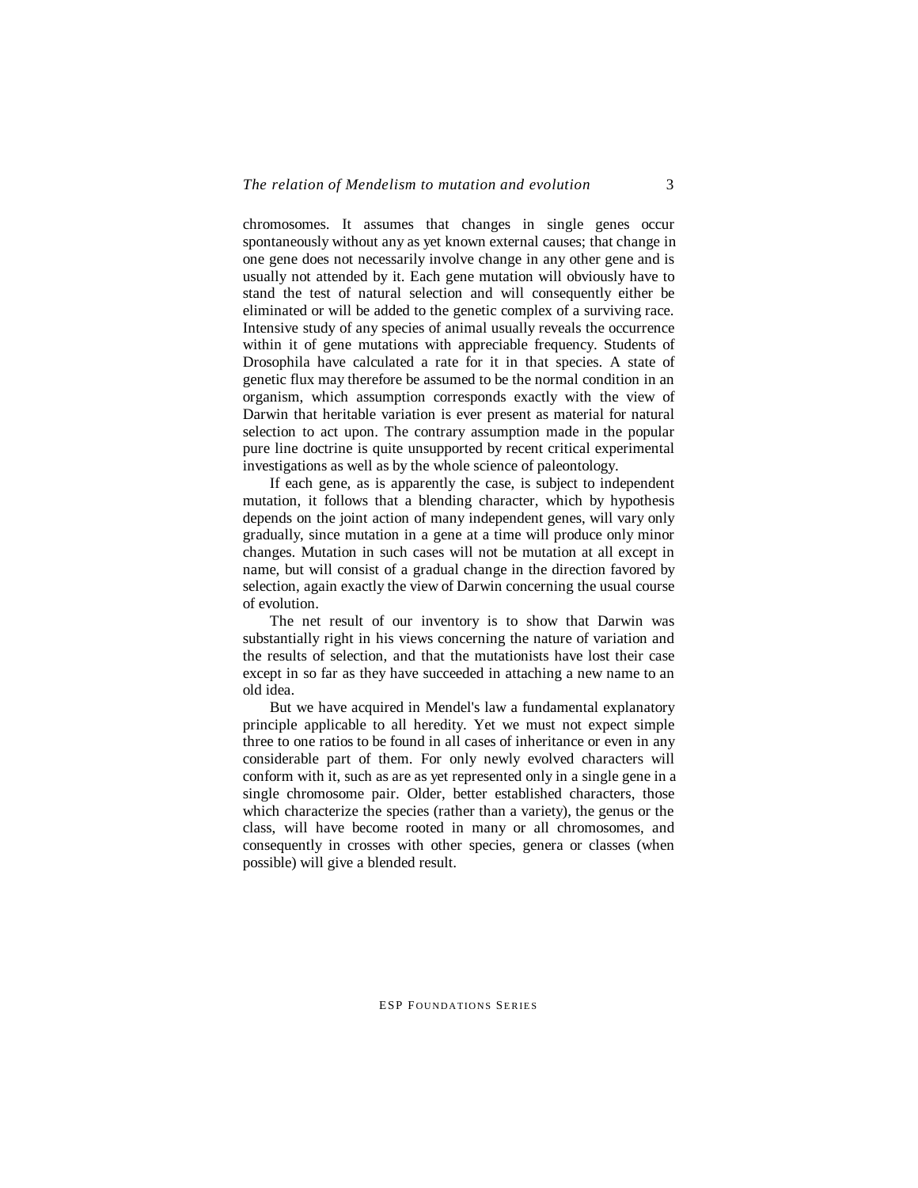chromosomes. It assumes that changes in single genes occur spontaneously without any as yet known external causes; that change in one gene does not necessarily involve change in any other gene and is usually not attended by it. Each gene mutation will obviously have to stand the test of natural selection and will consequently either be eliminated or will be added to the genetic complex of a surviving race. Intensive study of any species of animal usually reveals the occurrence within it of gene mutations with appreciable frequency. Students of Drosophila have calculated a rate for it in that species. A state of genetic flux may therefore be assumed to be the normal condition in an organism, which assumption corresponds exactly with the view of Darwin that heritable variation is ever present as material for natural selection to act upon. The contrary assumption made in the popular pure line doctrine is quite unsupported by recent critical experimental investigations as well as by the whole science of paleontology.

If each gene, as is apparently the case, is subject to independent mutation, it follows that a blending character, which by hypothesis depends on the joint action of many independent genes, will vary only gradually, since mutation in a gene at a time will produce only minor changes. Mutation in such cases will not be mutation at all except in name, but will consist of a gradual change in the direction favored by selection, again exactly the view of Darwin concerning the usual course of evolution.

The net result of our inventory is to show that Darwin was substantially right in his views concerning the nature of variation and the results of selection, and that the mutationists have lost their case except in so far as they have succeeded in attaching a new name to an old idea.

But we have acquired in Mendel's law a fundamental explanatory principle applicable to all heredity. Yet we must not expect simple three to one ratios to be found in all cases of inheritance or even in any considerable part of them. For only newly evolved characters will conform with it, such as are as yet represented only in a single gene in a single chromosome pair. Older, better established characters, those which characterize the species (rather than a variety), the genus or the class, will have become rooted in many or all chromosomes, and consequently in crosses with other species, genera or classes (when possible) will give a blended result.